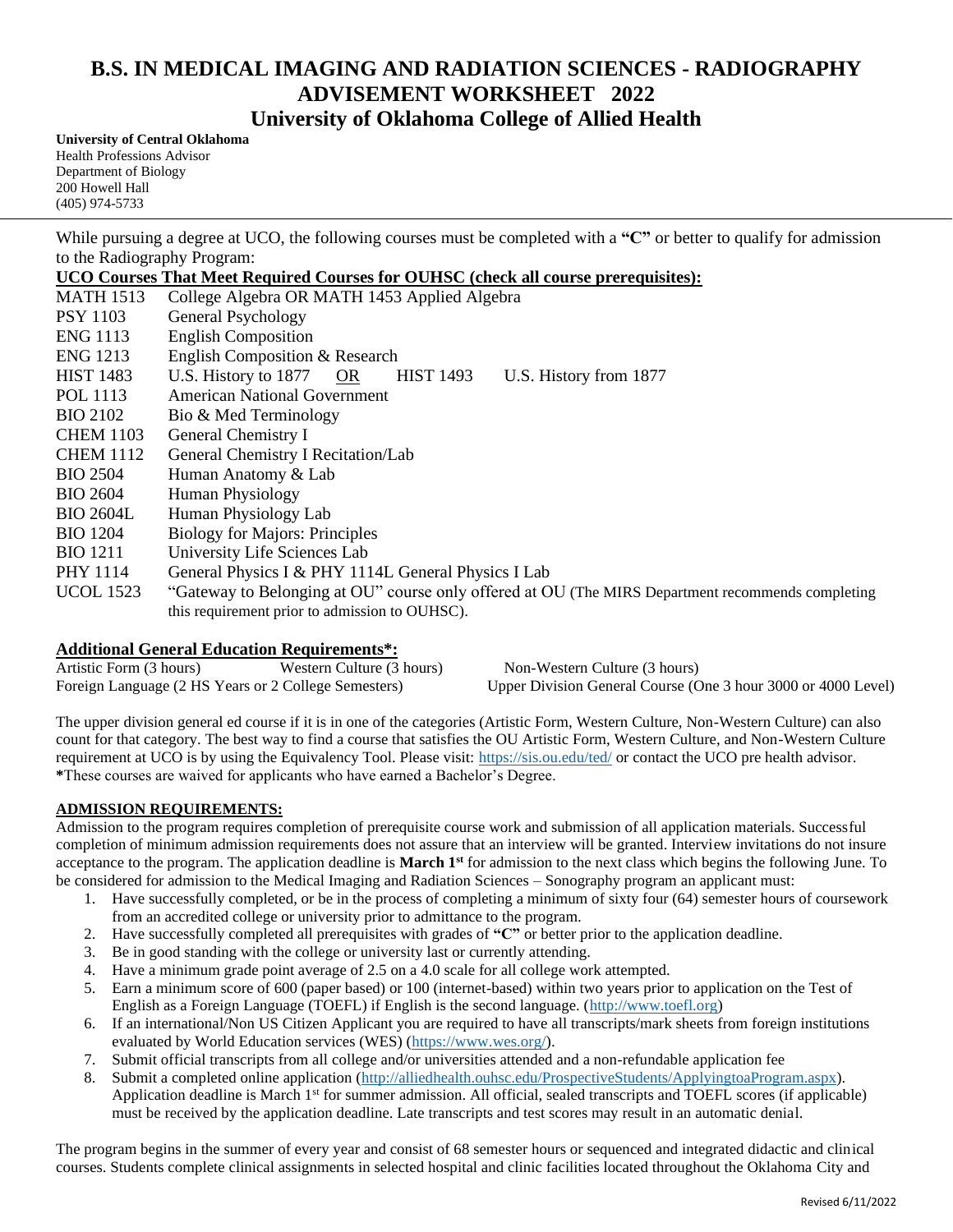# B.S. IN MEDICAL IMAGING AND RADIATION SCIENCES - RADIOGRAPHY ADVISEMENT WORKSHEET 2022

## University of Oklahoma College of Allied Health

**University of Central Oklahoma**
Health Professions Advisor
Department of Biology
200 Howell Hall
(405) 974-5733

---

While pursuing a degree at UCO, the following courses must be completed with a **"C"** or better to qualify for admission to the Radiography Program:

**UCO Courses That Meet Required Courses for OUHSC (check all course prerequisites):**

| | |
|---|---|
| MATH 1513 | College Algebra OR MATH 1453 Applied Algebra |
| PSY 1103 | General Psychology |
| ENG 1113 | English Composition |
| ENG 1213 | English Composition & Research |
| HIST 1483 | U.S. History to 1877 OR HIST 1493 U.S. History from 1877 |
| POL 1113 | American National Government |
| BIO 2102 | Bio & Med Terminology |
| CHEM 1103 | General Chemistry I |
| CHEM 1112 | General Chemistry I Recitation/Lab |
| BIO 2504 | Human Anatomy & Lab |
| BIO 2604 | Human Physiology |
| BIO 2604L | Human Physiology Lab |
| BIO 1204 | Biology for Majors: Principles |
| BIO 1211 | University Life Sciences Lab |
| PHY 1114 | General Physics I & PHY 1114L General Physics I Lab |
| UCOL 1523 | "Gateway to Belonging at OU" course only offered at OU (The MIRS Department recommends completing this requirement prior to admission to OUHSC). |

**Additional General Education Requirements*:**

Artistic Form (3 hours) Western Culture (3 hours) Non-Western Culture (3 hours)
Foreign Language (2 HS Years or 2 College Semesters) Upper Division General Course (One 3 hour 3000 or 4000 Level)

The upper division general ed course if it is in one of the categories (Artistic Form, Western Culture, Non-Western Culture) can also count for that category. The best way to find a course that satisfies the OU Artistic Form, Western Culture, and Non-Western Culture requirement at UCO is by using the Equivalency Tool. Please visit: https://sis.ou.edu/ted/ or contact the UCO pre health advisor.
***These courses are waived for applicants who have earned a Bachelor's Degree.

**ADMISSION REQUIREMENTS:**

Admission to the program requires completion of prerequisite course work and submission of all application materials. Successful completion of minimum admission requirements does not assure that an interview will be granted. Interview invitations do not insure acceptance to the program. The application deadline is **March 1st** for admission to the next class which begins the following June. To be considered for admission to the Medical Imaging and Radiation Sciences – Sonography program an applicant must:

1. Have successfully completed, or be in the process of completing a minimum of sixty four (64) semester hours of coursework from an accredited college or university prior to admittance to the program.
2. Have successfully completed all prerequisites with grades of **"C"** or better prior to the application deadline.
3. Be in good standing with the college or university last or currently attending.
4. Have a minimum grade point average of 2.5 on a 4.0 scale for all college work attempted.
5. Earn a minimum score of 600 (paper based) or 100 (internet-based) within two years prior to application on the Test of English as a Foreign Language (TOEFL) if English is the second language. (http://www.toefl.org)
6. If an international/Non US Citizen Applicant you are required to have all transcripts/mark sheets from foreign institutions evaluated by World Education services (WES) (https://www.wes.org/).
7. Submit official transcripts from all college and/or universities attended and a non-refundable application fee
8. Submit a completed online application (http://alliedhealth.ouhsc.edu/ProspectiveStudents/ApplyingtoaProgram.aspx). Application deadline is March 1st for summer admission. All official, sealed transcripts and TOEFL scores (if applicable) must be received by the application deadline. Late transcripts and test scores may result in an automatic denial.

The program begins in the summer of every year and consist of 68 semester hours or sequenced and integrated didactic and clinical courses. Students complete clinical assignments in selected hospital and clinic facilities located throughout the Oklahoma City and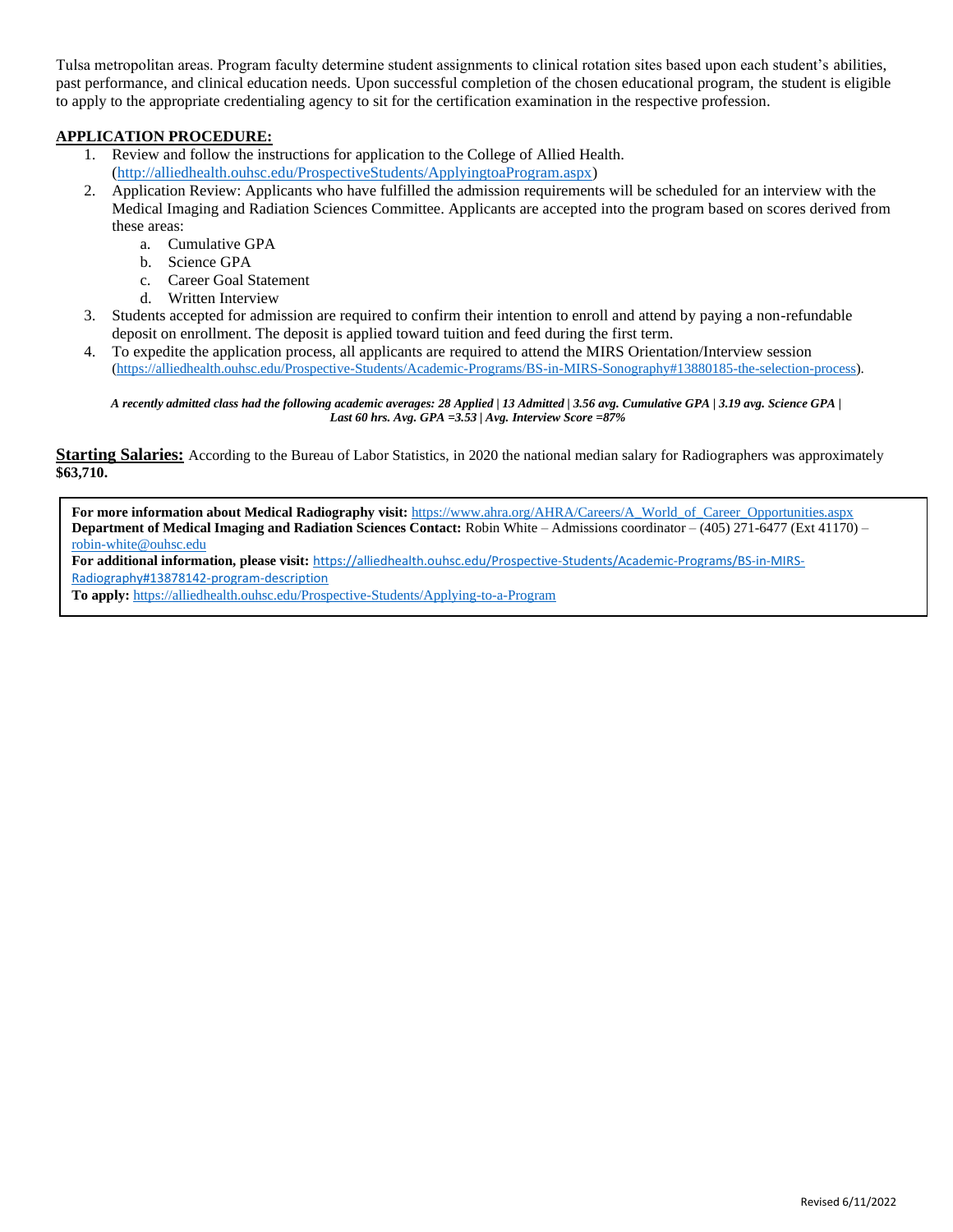Tulsa metropolitan areas. Program faculty determine student assignments to clinical rotation sites based upon each student's abilities, past performance, and clinical education needs. Upon successful completion of the chosen educational program, the student is eligible to apply to the appropriate credentialing agency to sit for the certification examination in the respective profession.

**APPLICATION PROCEDURE:**

1. Review and follow the instructions for application to the College of Allied Health. (http://alliedhealth.ouhsc.edu/ProspectiveStudents/ApplyingtoaProgram.aspx)
2. Application Review: Applicants who have fulfilled the admission requirements will be scheduled for an interview with the Medical Imaging and Radiation Sciences Committee. Applicants are accepted into the program based on scores derived from these areas:
   a. Cumulative GPA
   b. Science GPA
   c. Career Goal Statement
   d. Written Interview
3. Students accepted for admission are required to confirm their intention to enroll and attend by paying a non-refundable deposit on enrollment. The deposit is applied toward tuition and feed during the first term.
4. To expedite the application process, all applicants are required to attend the MIRS Orientation/Interview session (https://alliedhealth.ouhsc.edu/Prospective-Students/Academic-Programs/BS-in-MIRS-Sonography#13880185-the-selection-process).

***A recently admitted class had the following academic averages: 28 Applied | 13 Admitted | 3.56 avg. Cumulative GPA | 3.19 avg. Science GPA | Last 60 hrs. Avg. GPA =3.53 | Avg. Interview Score =87%***

**Starting Salaries:** According to the Bureau of Labor Statistics, in 2020 the national median salary for Radiographers was approximately **$63,710.**

**For more information about Medical Radiography visit:** https://www.ahra.org/AHRA/Careers/A_World_of_Career_Opportunities.aspx
**Department of Medical Imaging and Radiation Sciences Contact:** Robin White – Admissions coordinator – (405) 271-6477 (Ext 41170) – robin-white@ouhsc.edu
**For additional information, please visit:** https://alliedhealth.ouhsc.edu/Prospective-Students/Academic-Programs/BS-in-MIRS-Radiography#13878142-program-description
**To apply:** https://alliedhealth.ouhsc.edu/Prospective-Students/Applying-to-a-Program

Revised 6/11/2022